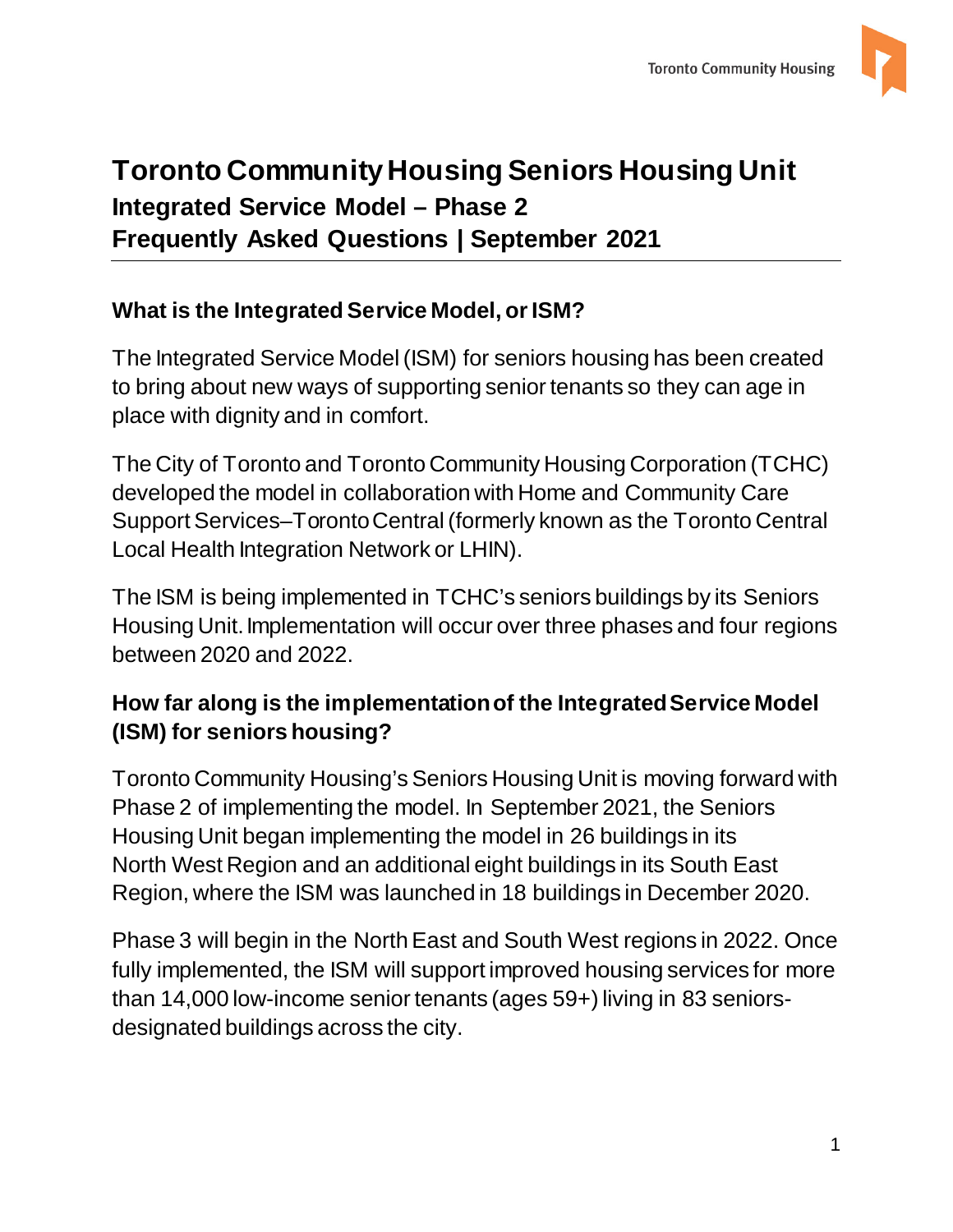# Toronto Community Housing Seniors Housing Unit

## Integrated Service Model – Phase 2

## Frequently Asked Questions | September 2021

### What is the Integrated Service Model, or ISM?

The Integrated Service Model (ISM) for seniors housing has been created to bring about new ways of supporting senior tenants so they can age in place with dignity and in comfort.

The City of Toronto and Toronto Community Housing Corporation (TCHC) developed the model in collaboration with Home and Community Care Support Services–Toronto Central (formerly known as the Toronto Central Local Health Integration Network or LHIN).

The ISM is being implemented in TCHC's seniors buildings by its Seniors Housing Unit. Implementation will occur over three phases and four regions between 2020 and 2022.

### How far along is the implementation of the Integrated Service Model (ISM) for seniors housing?

Toronto Community Housing's Seniors Housing Unit is moving forward with Phase 2 of implementing the model. In September 2021, the Seniors Housing Unit began implementing the model in 26 buildings in its North West Region and an additional eight buildings in its South East Region, where the ISM was launched in 18 buildings in December 2020.

Phase 3 will begin in the North East and South West regions in 2022. Once fully implemented, the ISM will support improved housing services for more than 14,000 low-income senior tenants (ages 59+) living in 83 seniors-designated buildings across the city.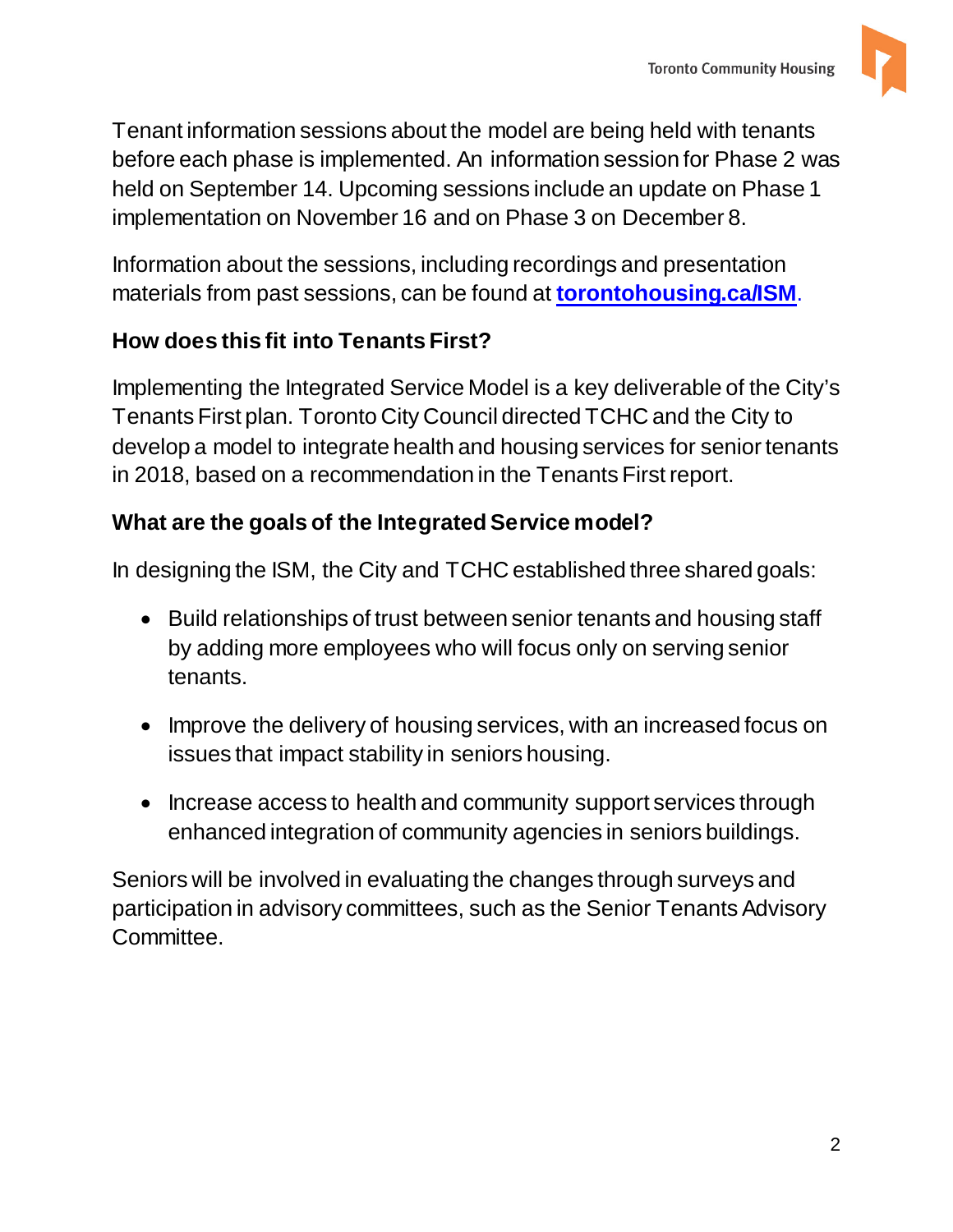Tenant information sessions about the model are being held with tenants before each phase is implemented. An information session for Phase 2 was held on September 14. Upcoming sessions include an update on Phase 1 implementation on November 16 and on Phase 3 on December 8.

Information about the sessions, including recordings and presentation materials from past sessions, can be found at **[torontohousing.ca/ISM](torontohousing.ca/ISM)**.

### How does this fit into Tenants First?

Implementing the Integrated Service Model is a key deliverable of the City's Tenants First plan. Toronto City Council directed TCHC and the City to develop a model to integrate health and housing services for senior tenants in 2018, based on a recommendation in the Tenants First report.

### What are the goals of the Integrated Service model?

In designing the ISM, the City and TCHC established three shared goals:

- Build relationships of trust between senior tenants and housing staff by adding more employees who will focus only on serving senior tenants.
- Improve the delivery of housing services, with an increased focus on issues that impact stability in seniors housing.
- Increase access to health and community support services through enhanced integration of community agencies in seniors buildings.

Seniors will be involved in evaluating the changes through surveys and participation in advisory committees, such as the Senior Tenants Advisory Committee.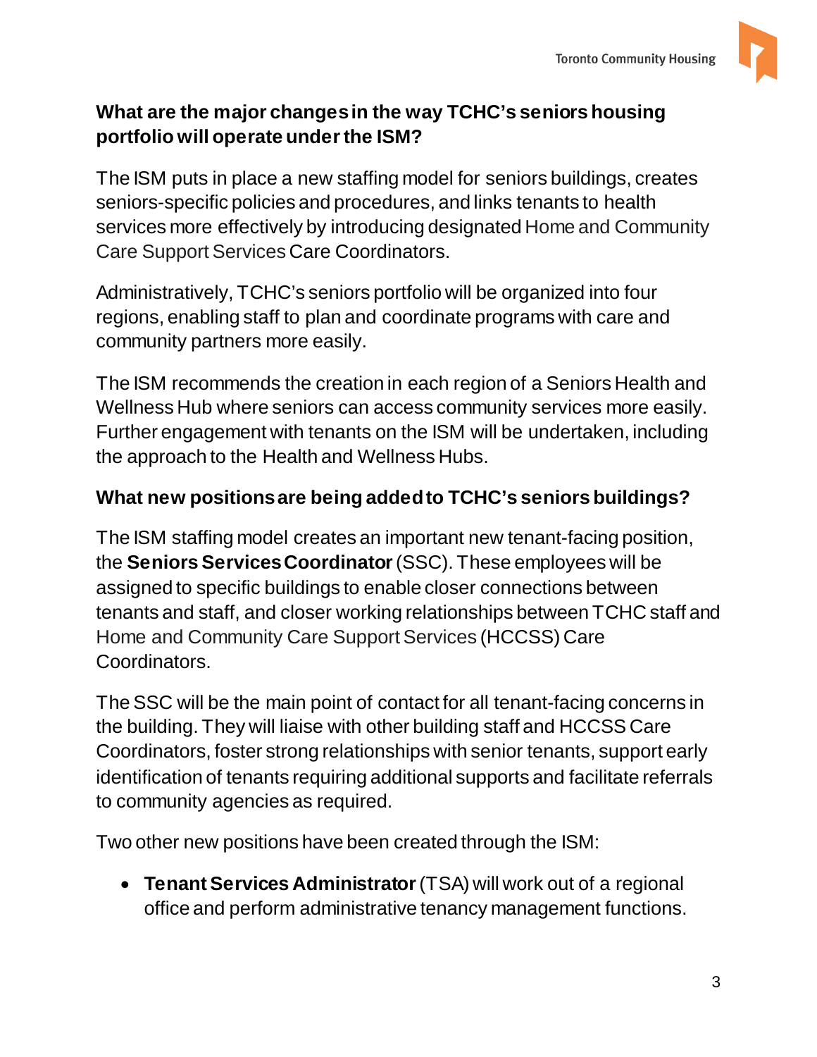## What are the major changes in the way TCHC's seniors housing portfolio will operate under the ISM?

The ISM puts in place a new staffing model for seniors buildings, creates seniors-specific policies and procedures, and links tenants to health services more effectively by introducing designated Home and Community Care Support Services Care Coordinators.

Administratively, TCHC's seniors portfolio will be organized into four regions, enabling staff to plan and coordinate programs with care and community partners more easily.

The ISM recommends the creation in each region of a Seniors Health and Wellness Hub where seniors can access community services more easily. Further engagement with tenants on the ISM will be undertaken, including the approach to the Health and Wellness Hubs.

## What new positions are being added to TCHC's seniors buildings?

The ISM staffing model creates an important new tenant-facing position, the **Seniors Services Coordinator** (SSC). These employees will be assigned to specific buildings to enable closer connections between tenants and staff, and closer working relationships between TCHC staff and Home and Community Care Support Services (HCCSS) Care Coordinators.

The SSC will be the main point of contact for all tenant-facing concerns in the building. They will liaise with other building staff and HCCSS Care Coordinators, foster strong relationships with senior tenants, support early identification of tenants requiring additional supports and facilitate referrals to community agencies as required.

Two other new positions have been created through the ISM:

- **Tenant Services Administrator** (TSA) will work out of a regional office and perform administrative tenancy management functions.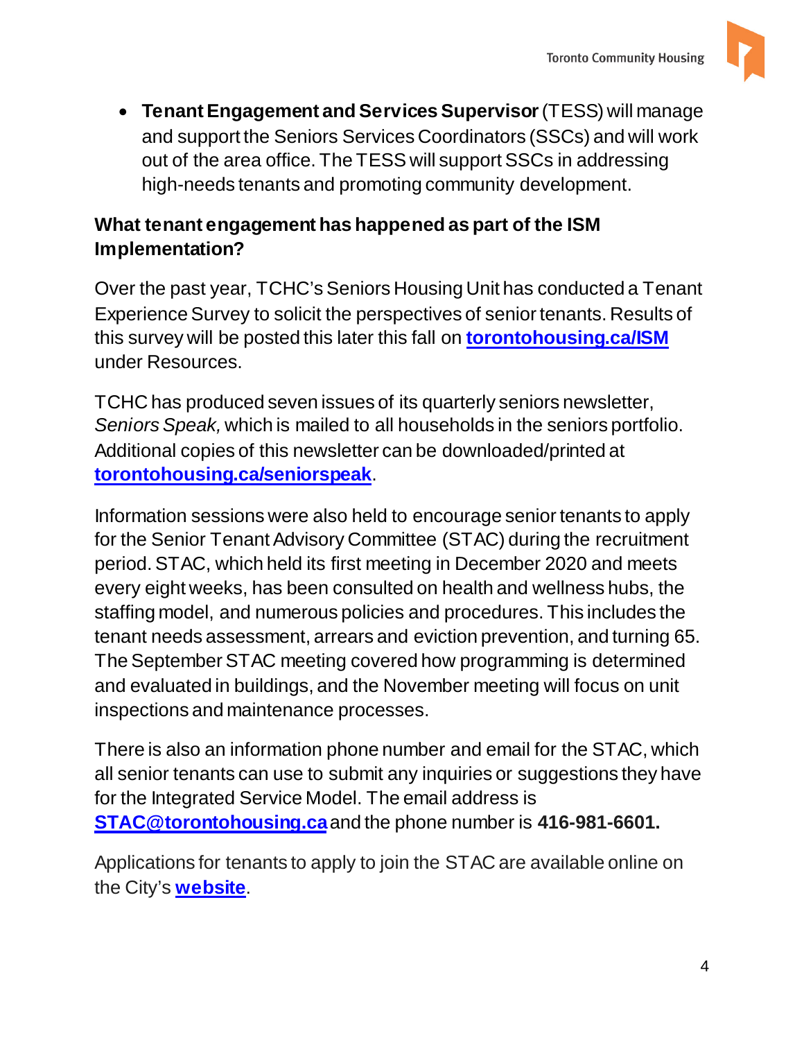- **Tenant Engagement and Services Supervisor** (TESS) will manage and support the Seniors Services Coordinators (SSCs) and will work out of the area office. The TESS will support SSCs in addressing high-needs tenants and promoting community development.

## What tenant engagement has happened as part of the ISM Implementation?

Over the past year, TCHC's Seniors Housing Unit has conducted a Tenant Experience Survey to solicit the perspectives of senior tenants. Results of this survey will be posted this later this fall on **torontohousing.ca/ISM** under Resources.

TCHC has produced seven issues of its quarterly seniors newsletter, *Seniors Speak,* which is mailed to all households in the seniors portfolio. Additional copies of this newsletter can be downloaded/printed at **torontohousing.ca/seniorspeak**.

Information sessions were also held to encourage senior tenants to apply for the Senior Tenant Advisory Committee (STAC) during the recruitment period. STAC, which held its first meeting in December 2020 and meets every eight weeks, has been consulted on health and wellness hubs, the staffing model, and numerous policies and procedures. This includes the tenant needs assessment, arrears and eviction prevention, and turning 65. The September STAC meeting covered how programming is determined and evaluated in buildings, and the November meeting will focus on unit inspections and maintenance processes.

There is also an information phone number and email for the STAC, which all senior tenants can use to submit any inquiries or suggestions they have for the Integrated Service Model. The email address is **STAC@torontohousing.ca** and the phone number is **416-981-6601.**

Applications for tenants to apply to join the STAC are available online on the City's **website**.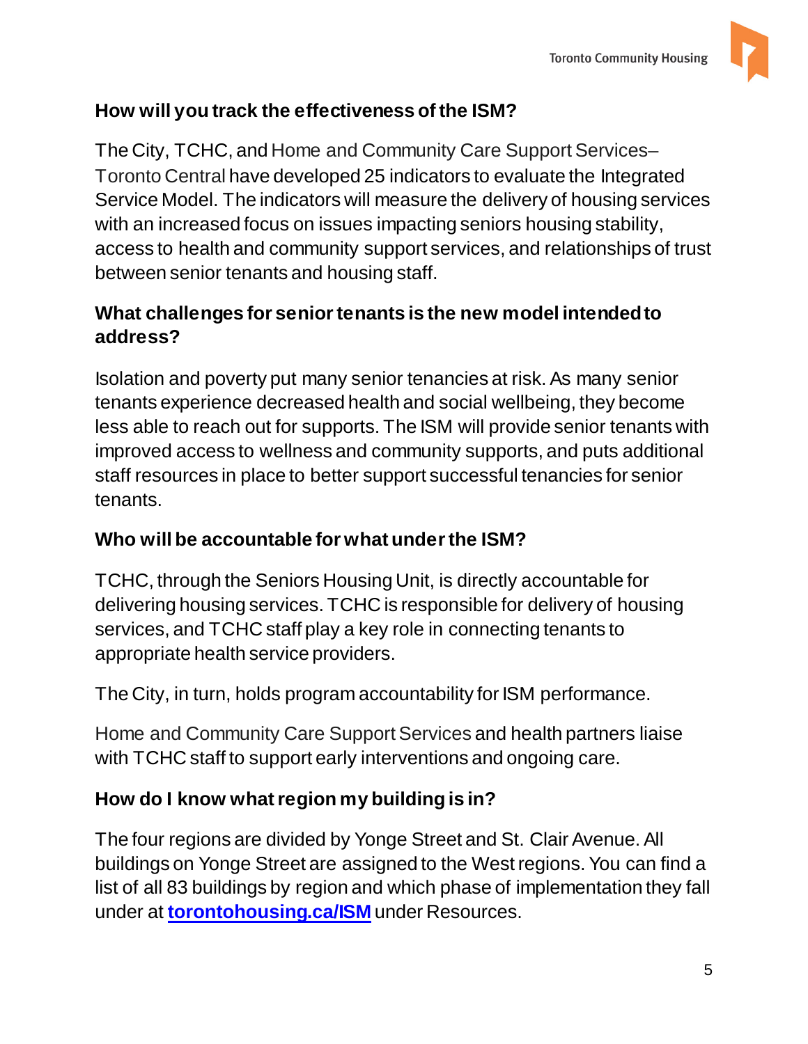## How will you track the effectiveness of the ISM?

The City, TCHC, and Home and Community Care Support Services–Toronto Central have developed 25 indicators to evaluate the Integrated Service Model. The indicators will measure the delivery of housing services with an increased focus on issues impacting seniors housing stability, access to health and community support services, and relationships of trust between senior tenants and housing staff.

## What challenges for senior tenants is the new model intended to address?

Isolation and poverty put many senior tenancies at risk. As many senior tenants experience decreased health and social wellbeing, they become less able to reach out for supports. The ISM will provide senior tenants with improved access to wellness and community supports, and puts additional staff resources in place to better support successful tenancies for senior tenants.

## Who will be accountable for what under the ISM?

TCHC, through the Seniors Housing Unit, is directly accountable for delivering housing services. TCHC is responsible for delivery of housing services, and TCHC staff play a key role in connecting tenants to appropriate health service providers.

The City, in turn, holds program accountability for ISM performance.

Home and Community Care Support Services and health partners liaise with TCHC staff to support early interventions and ongoing care.

## How do I know what region my building is in?

The four regions are divided by Yonge Street and St. Clair Avenue. All buildings on Yonge Street are assigned to the West regions. You can find a list of all 83 buildings by region and which phase of implementation they fall under at **torontohousing.ca/ISM** under Resources.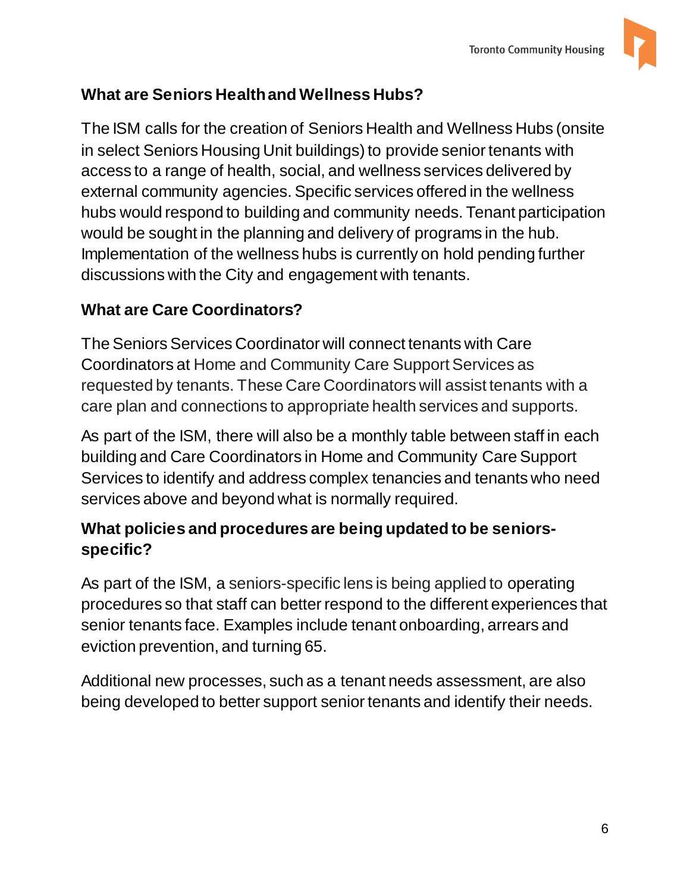## What are Seniors Health and Wellness Hubs?

The ISM calls for the creation of Seniors Health and Wellness Hubs (onsite in select Seniors Housing Unit buildings) to provide senior tenants with access to a range of health, social, and wellness services delivered by external community agencies. Specific services offered in the wellness hubs would respond to building and community needs. Tenant participation would be sought in the planning and delivery of programs in the hub. Implementation of the wellness hubs is currently on hold pending further discussions with the City and engagement with tenants.

## What are Care Coordinators?

The Seniors Services Coordinator will connect tenants with Care Coordinators at Home and Community Care Support Services as requested by tenants. These Care Coordinators will assist tenants with a care plan and connections to appropriate health services and supports.

As part of the ISM, there will also be a monthly table between staff in each building and Care Coordinators in Home and Community Care Support Services to identify and address complex tenancies and tenants who need services above and beyond what is normally required.

## What policies and procedures are being updated to be seniors-specific?

As part of the ISM, a seniors-specific lens is being applied to operating procedures so that staff can better respond to the different experiences that senior tenants face. Examples include tenant onboarding, arrears and eviction prevention, and turning 65.

Additional new processes, such as a tenant needs assessment, are also being developed to better support senior tenants and identify their needs.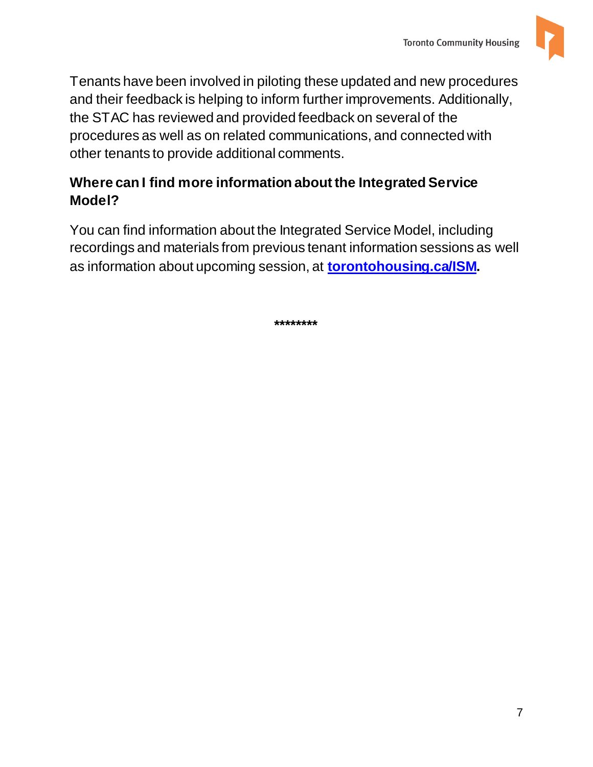Tenants have been involved in piloting these updated and new procedures and their feedback is helping to inform further improvements. Additionally, the STAC has reviewed and provided feedback on several of the procedures as well as on related communications, and connected with other tenants to provide additional comments.

## Where can I find more information about the Integrated Service Model?

You can find information about the Integrated Service Model, including recordings and materials from previous tenant information sessions as well as information about upcoming session, at **torontohousing.ca/ISM.**

********